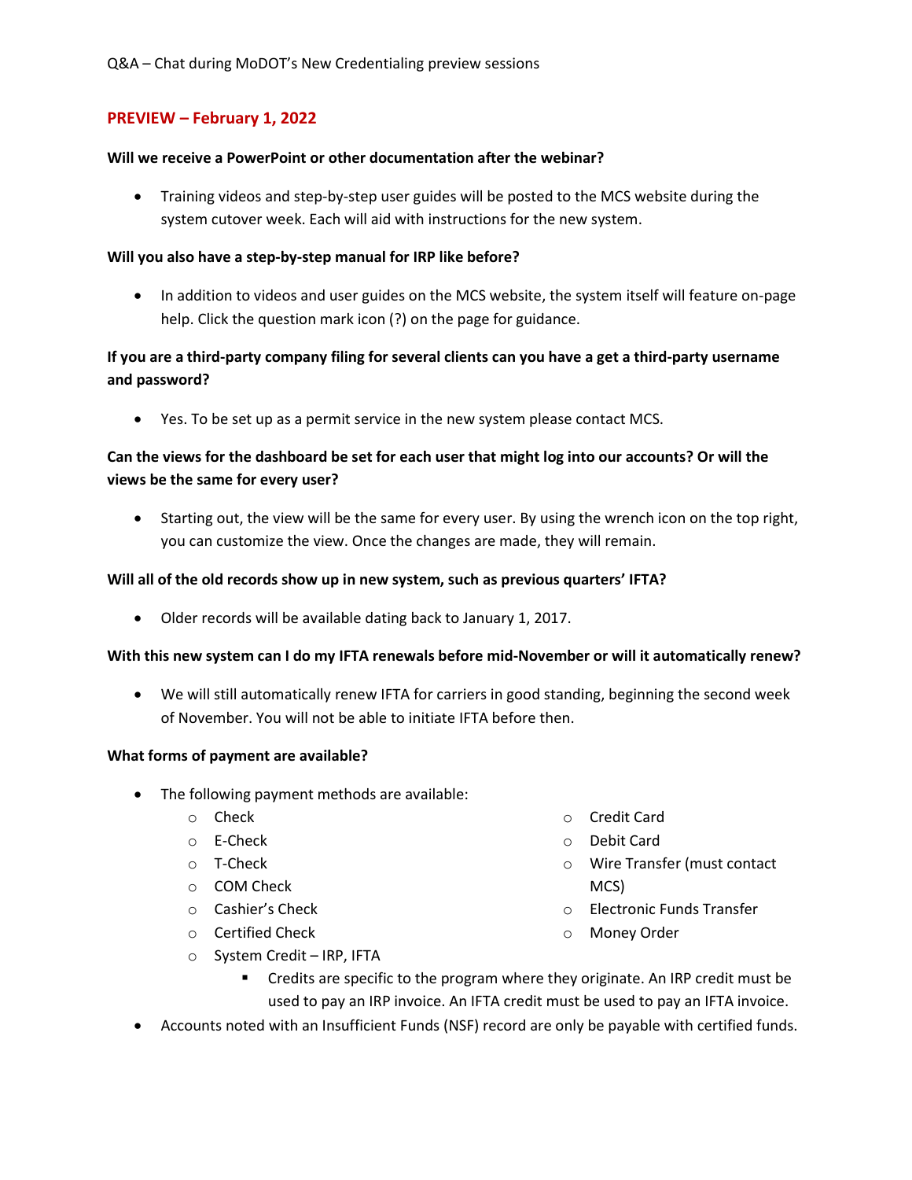Q&A – Chat during MoDOT's New Credentialing preview sessions

## PREVIEW – February 1, 2022

**Will we receive a PowerPoint or other documentation after the webinar?**

- Training videos and step-by-step user guides will be posted to the MCS website during the system cutover week. Each will aid with instructions for the new system.

**Will you also have a step-by-step manual for IRP like before?**

- In addition to videos and user guides on the MCS website, the system itself will feature on-page help. Click the question mark icon (?) on the page for guidance.

**If you are a third-party company filing for several clients can you have a get a third-party username and password?**

- Yes. To be set up as a permit service in the new system please contact MCS.

**Can the views for the dashboard be set for each user that might log into our accounts? Or will the views be the same for every user?**

- Starting out, the view will be the same for every user. By using the wrench icon on the top right, you can customize the view. Once the changes are made, they will remain.

**Will all of the old records show up in new system, such as previous quarters' IFTA?**

- Older records will be available dating back to January 1, 2017.

**With this new system can I do my IFTA renewals before mid-November or will it automatically renew?**

- We will still automatically renew IFTA for carriers in good standing, beginning the second week of November. You will not be able to initiate IFTA before then.

**What forms of payment are available?**

- The following payment methods are available:
  - Check
  - E-Check
  - T-Check
  - COM Check
  - Cashier's Check
  - Certified Check
  - System Credit – IRP, IFTA
    - Credits are specific to the program where they originate. An IRP credit must be used to pay an IRP invoice. An IFTA credit must be used to pay an IFTA invoice.
  - Credit Card
  - Debit Card
  - Wire Transfer (must contact MCS)
  - Electronic Funds Transfer
  - Money Order
- Accounts noted with an Insufficient Funds (NSF) record are only be payable with certified funds.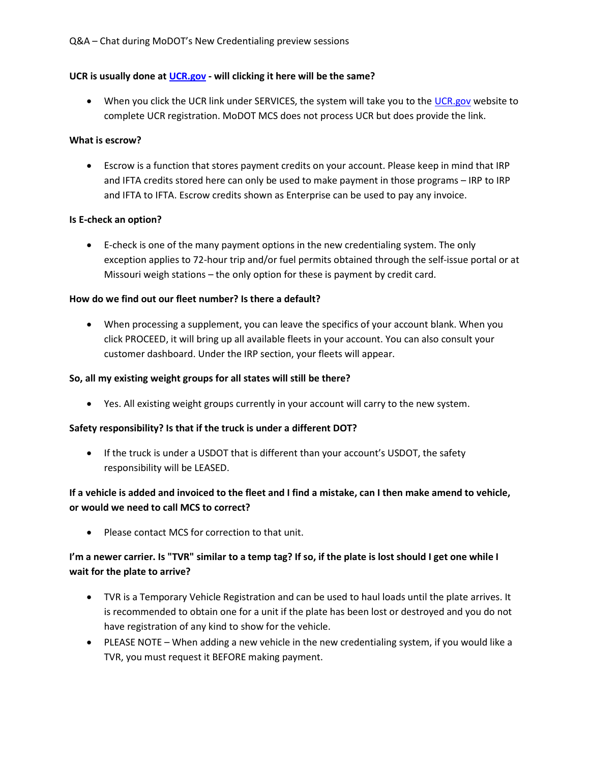Q&A – Chat during MoDOT's New Credentialing preview sessions

**UCR is usually done at [UCR.gov](UCR.gov) - will clicking it here will be the same?**

- When you click the UCR link under SERVICES, the system will take you to the [UCR.gov](UCR.gov) website to complete UCR registration. MoDOT MCS does not process UCR but does provide the link.

**What is escrow?**

- Escrow is a function that stores payment credits on your account. Please keep in mind that IRP and IFTA credits stored here can only be used to make payment in those programs – IRP to IRP and IFTA to IFTA. Escrow credits shown as Enterprise can be used to pay any invoice.

**Is E-check an option?**

- E-check is one of the many payment options in the new credentialing system. The only exception applies to 72-hour trip and/or fuel permits obtained through the self-issue portal or at Missouri weigh stations – the only option for these is payment by credit card.

**How do we find out our fleet number? Is there a default?**

- When processing a supplement, you can leave the specifics of your account blank. When you click PROCEED, it will bring up all available fleets in your account. You can also consult your customer dashboard. Under the IRP section, your fleets will appear.

**So, all my existing weight groups for all states will still be there?**

- Yes. All existing weight groups currently in your account will carry to the new system.

**Safety responsibility? Is that if the truck is under a different DOT?**

- If the truck is under a USDOT that is different than your account's USDOT, the safety responsibility will be LEASED.

**If a vehicle is added and invoiced to the fleet and I find a mistake, can I then make amend to vehicle, or would we need to call MCS to correct?**

- Please contact MCS for correction to that unit.

**I'm a newer carrier. Is "TVR" similar to a temp tag? If so, if the plate is lost should I get one while I wait for the plate to arrive?**

- TVR is a Temporary Vehicle Registration and can be used to haul loads until the plate arrives. It is recommended to obtain one for a unit if the plate has been lost or destroyed and you do not have registration of any kind to show for the vehicle.
- PLEASE NOTE – When adding a new vehicle in the new credentialing system, if you would like a TVR, you must request it BEFORE making payment.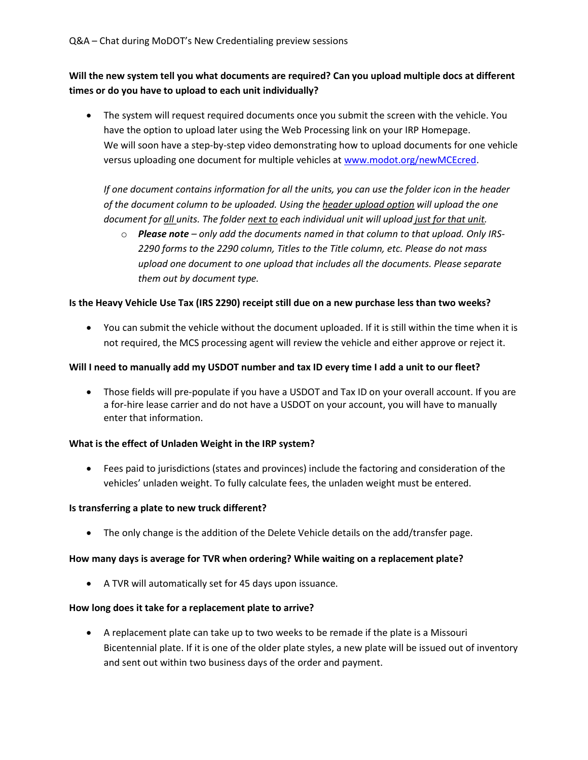Q&A – Chat during MoDOT's New Credentialing preview sessions

**Will the new system tell you what documents are required? Can you upload multiple docs at different times or do you have to upload to each unit individually?**

- The system will request required documents once you submit the screen with the vehicle. You have the option to upload later using the Web Processing link on your IRP Homepage.
  We will soon have a step-by-step video demonstrating how to upload documents for one vehicle versus uploading one document for multiple vehicles at [www.modot.org/newMCEcred](www.modot.org/newMCEcred).

  *If one document contains information for all the units, you can use the folder icon in the header of the document column to be uploaded. Using the <u>header upload option</u> will upload the one document for <u>all</u> units. The folder <u>next to</u> each individual unit will upload <u>just for that unit</u>.*

  - ***Please note** – only add the documents named in that column to that upload. Only IRS-2290 forms to the 2290 column, Titles to the Title column, etc. Please do not mass upload one document to one upload that includes all the documents. Please separate them out by document type.*

**Is the Heavy Vehicle Use Tax (IRS 2290) receipt still due on a new purchase less than two weeks?**

- You can submit the vehicle without the document uploaded. If it is still within the time when it is not required, the MCS processing agent will review the vehicle and either approve or reject it.

**Will I need to manually add my USDOT number and tax ID every time I add a unit to our fleet?**

- Those fields will pre-populate if you have a USDOT and Tax ID on your overall account. If you are a for-hire lease carrier and do not have a USDOT on your account, you will have to manually enter that information.

**What is the effect of Unladen Weight in the IRP system?**

- Fees paid to jurisdictions (states and provinces) include the factoring and consideration of the vehicles' unladen weight. To fully calculate fees, the unladen weight must be entered.

**Is transferring a plate to new truck different?**

- The only change is the addition of the Delete Vehicle details on the add/transfer page.

**How many days is average for TVR when ordering? While waiting on a replacement plate?**

- A TVR will automatically set for 45 days upon issuance.

**How long does it take for a replacement plate to arrive?**

- A replacement plate can take up to two weeks to be remade if the plate is a Missouri Bicentennial plate. If it is one of the older plate styles, a new plate will be issued out of inventory and sent out within two business days of the order and payment.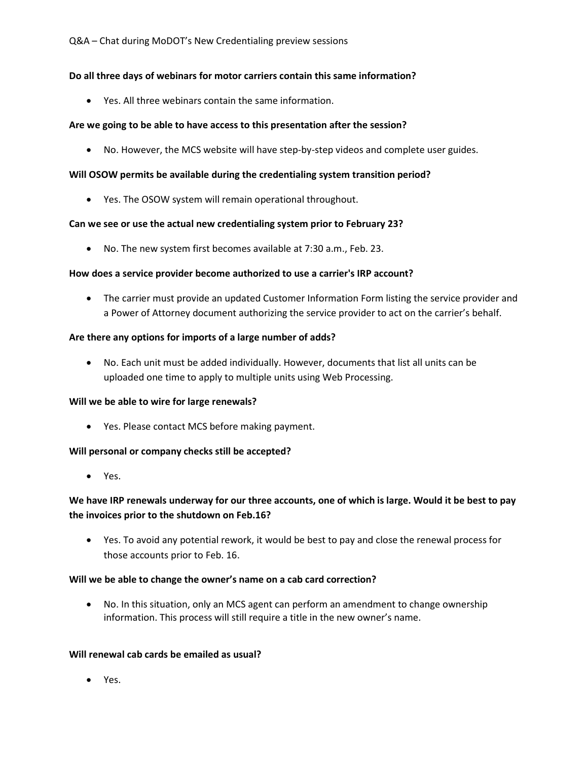**Do all three days of webinars for motor carriers contain this same information?**

- Yes. All three webinars contain the same information.

**Are we going to be able to have access to this presentation after the session?**

- No. However, the MCS website will have step-by-step videos and complete user guides.

**Will OSOW permits be available during the credentialing system transition period?**

- Yes. The OSOW system will remain operational throughout.

**Can we see or use the actual new credentialing system prior to February 23?**

- No. The new system first becomes available at 7:30 a.m., Feb. 23.

**How does a service provider become authorized to use a carrier's IRP account?**

- The carrier must provide an updated Customer Information Form listing the service provider and a Power of Attorney document authorizing the service provider to act on the carrier's behalf.

**Are there any options for imports of a large number of adds?**

- No. Each unit must be added individually. However, documents that list all units can be uploaded one time to apply to multiple units using Web Processing.

**Will we be able to wire for large renewals?**

- Yes. Please contact MCS before making payment.

**Will personal or company checks still be accepted?**

- Yes.

**We have IRP renewals underway for our three accounts, one of which is large. Would it be best to pay the invoices prior to the shutdown on Feb.16?**

- Yes. To avoid any potential rework, it would be best to pay and close the renewal process for those accounts prior to Feb. 16.

**Will we be able to change the owner's name on a cab card correction?**

- No. In this situation, only an MCS agent can perform an amendment to change ownership information. This process will still require a title in the new owner's name.

**Will renewal cab cards be emailed as usual?**

- Yes.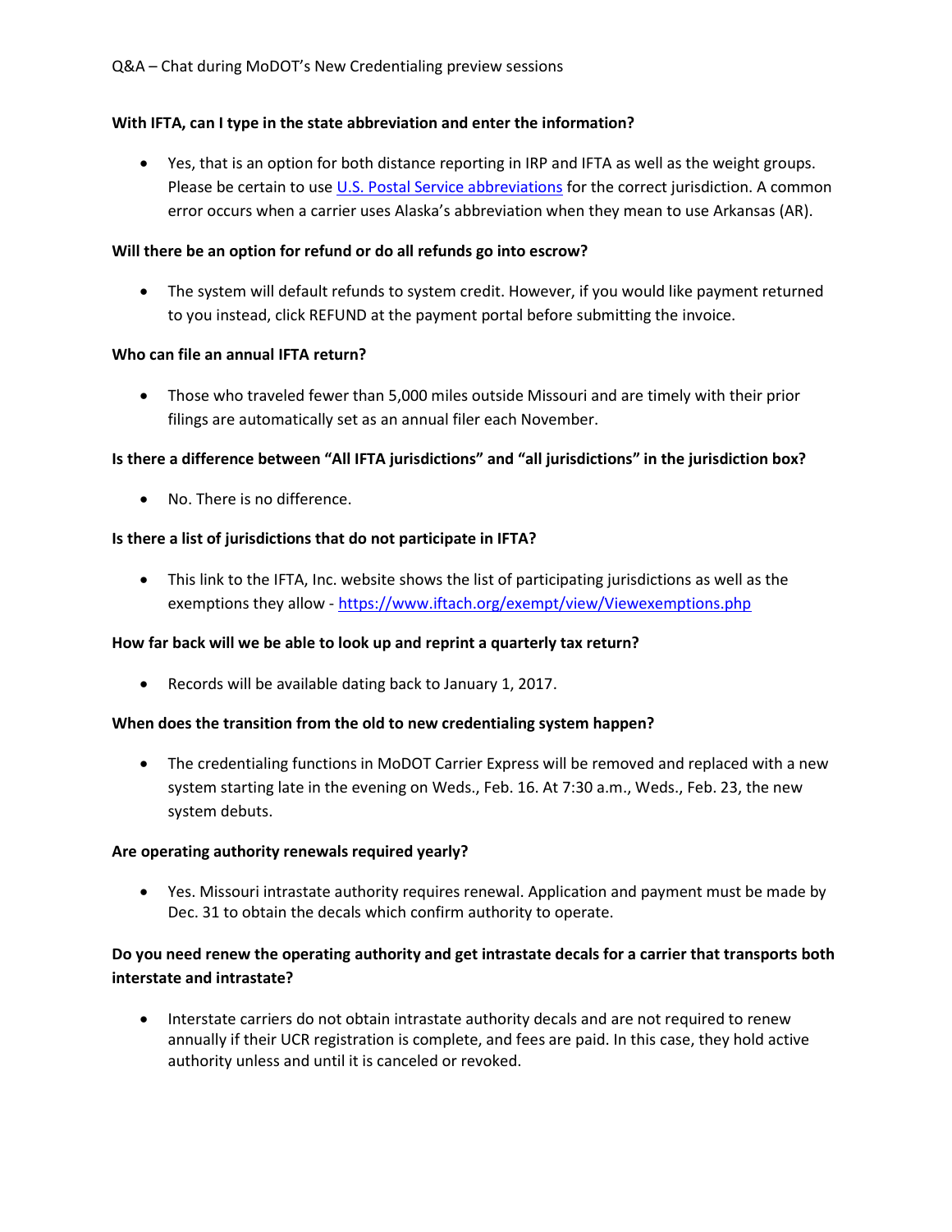Q&A – Chat during MoDOT's New Credentialing preview sessions

**With IFTA, can I type in the state abbreviation and enter the information?**

- Yes, that is an option for both distance reporting in IRP and IFTA as well as the weight groups. Please be certain to use [U.S. Postal Service abbreviations]() for the correct jurisdiction. A common error occurs when a carrier uses Alaska's abbreviation when they mean to use Arkansas (AR).

**Will there be an option for refund or do all refunds go into escrow?**

- The system will default refunds to system credit. However, if you would like payment returned to you instead, click REFUND at the payment portal before submitting the invoice.

**Who can file an annual IFTA return?**

- Those who traveled fewer than 5,000 miles outside Missouri and are timely with their prior filings are automatically set as an annual filer each November.

**Is there a difference between "All IFTA jurisdictions" and "all jurisdictions" in the jurisdiction box?**

- No. There is no difference.

**Is there a list of jurisdictions that do not participate in IFTA?**

- This link to the IFTA, Inc. website shows the list of participating jurisdictions as well as the exemptions they allow - https://www.iftach.org/exempt/view/Viewexemptions.php

**How far back will we be able to look up and reprint a quarterly tax return?**

- Records will be available dating back to January 1, 2017.

**When does the transition from the old to new credentialing system happen?**

- The credentialing functions in MoDOT Carrier Express will be removed and replaced with a new system starting late in the evening on Weds., Feb. 16. At 7:30 a.m., Weds., Feb. 23, the new system debuts.

**Are operating authority renewals required yearly?**

- Yes. Missouri intrastate authority requires renewal. Application and payment must be made by Dec. 31 to obtain the decals which confirm authority to operate.

**Do you need renew the operating authority and get intrastate decals for a carrier that transports both interstate and intrastate?**

- Interstate carriers do not obtain intrastate authority decals and are not required to renew annually if their UCR registration is complete, and fees are paid. In this case, they hold active authority unless and until it is canceled or revoked.